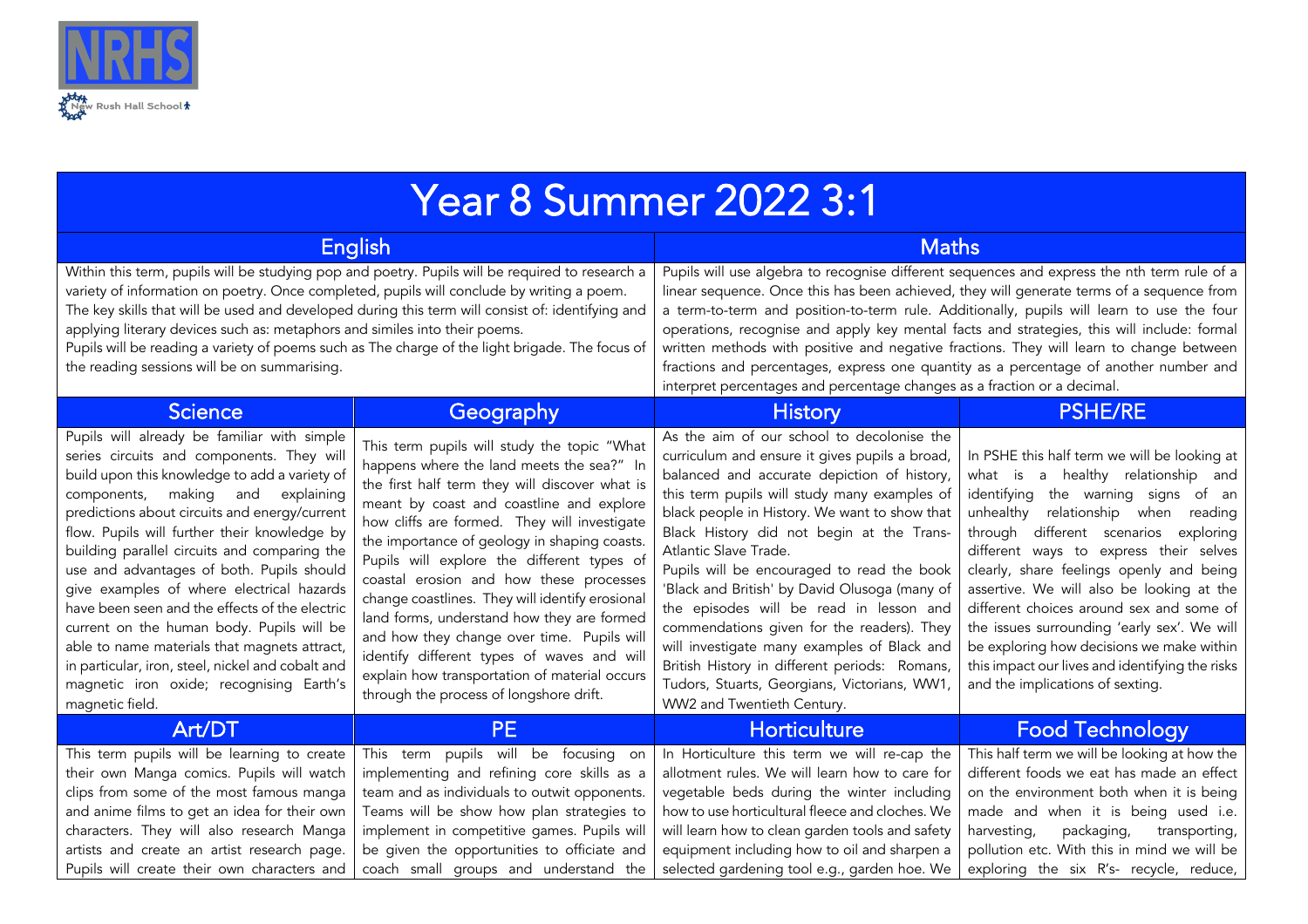NRHS

New Rush Hall School

# Year 8 Summer 2022 3:1

## English

Within this term, pupils will be studying pop and poetry. Pupils will be required to research a variety of information on poetry. Once completed, pupils will conclude by writing a poem.
The key skills that will be used and developed during this term will consist of: identifying and applying literary devices such as: metaphors and similes into their poems.
Pupils will be reading a variety of poems such as The charge of the light brigade. The focus of the reading sessions will be on summarising.

## Maths

Pupils will use algebra to recognise different sequences and express the nth term rule of a linear sequence. Once this has been achieved, they will generate terms of a sequence from a term-to-term and position-to-term rule. Additionally, pupils will learn to use the four operations, recognise and apply key mental facts and strategies, this will include: formal written methods with positive and negative fractions. They will learn to change between fractions and percentages, express one quantity as a percentage of another number and interpret percentages and percentage changes as a fraction or a decimal.

## Science

Pupils will already be familiar with simple series circuits and components. They will build upon this knowledge to add a variety of components, making and explaining predictions about circuits and energy/current flow. Pupils will further their knowledge by building parallel circuits and comparing the use and advantages of both. Pupils should give examples of where electrical hazards have been seen and the effects of the electric current on the human body. Pupils will be able to name materials that magnets attract, in particular, iron, steel, nickel and cobalt and magnetic iron oxide; recognising Earth's magnetic field.

## Geography

This term pupils will study the topic "What happens where the land meets the sea?" In the first half term they will discover what is meant by coast and coastline and explore how cliffs are formed. They will investigate the importance of geology in shaping coasts. Pupils will explore the different types of coastal erosion and how these processes change coastlines. They will identify erosional land forms, understand how they are formed and how they change over time. Pupils will identify different types of waves and will explain how transportation of material occurs through the process of longshore drift.

## History

As the aim of our school to decolonise the curriculum and ensure it gives pupils a broad, balanced and accurate depiction of history, this term pupils will study many examples of black people in History. We want to show that Black History did not begin at the Trans-Atlantic Slave Trade.
Pupils will be encouraged to read the book 'Black and British' by David Olusoga (many of the episodes will be read in lesson and commendations given for the readers). They will investigate many examples of Black and British History in different periods: Romans, Tudors, Stuarts, Georgians, Victorians, WW1, WW2 and Twentieth Century.

## PSHE/RE

In PSHE this half term we will be looking at what is a healthy relationship and identifying the warning signs of an unhealthy relationship when reading through different scenarios exploring different ways to express their selves clearly, share feelings openly and being assertive. We will also be looking at the different choices around sex and some of the issues surrounding 'early sex'. We will be exploring how decisions we make within this impact our lives and identifying the risks and the implications of sexting.

## Art/DT

This term pupils will be learning to create their own Manga comics. Pupils will watch clips from some of the most famous manga and anime films to get an idea for their own characters. They will also research Manga artists and create an artist research page. Pupils will create their own characters and

## PE

This term pupils will be focusing on implementing and refining core skills as a team and as individuals to outwit opponents. Teams will be show how plan strategies to implement in competitive games. Pupils will be given the opportunities to officiate and coach small groups and understand the

## Horticulture

In Horticulture this term we will re-cap the allotment rules. We will learn how to care for vegetable beds during the winter including how to use horticultural fleece and cloches. We will learn how to clean garden tools and safety equipment including how to oil and sharpen a selected gardening tool e.g., garden hoe. We

## Food Technology

This half term we will be looking at how the different foods we eat has made an effect on the environment both when it is being made and when it is being used i.e. harvesting, packaging, transporting, pollution etc. With this in mind we will be exploring the six R's- recycle, reduce,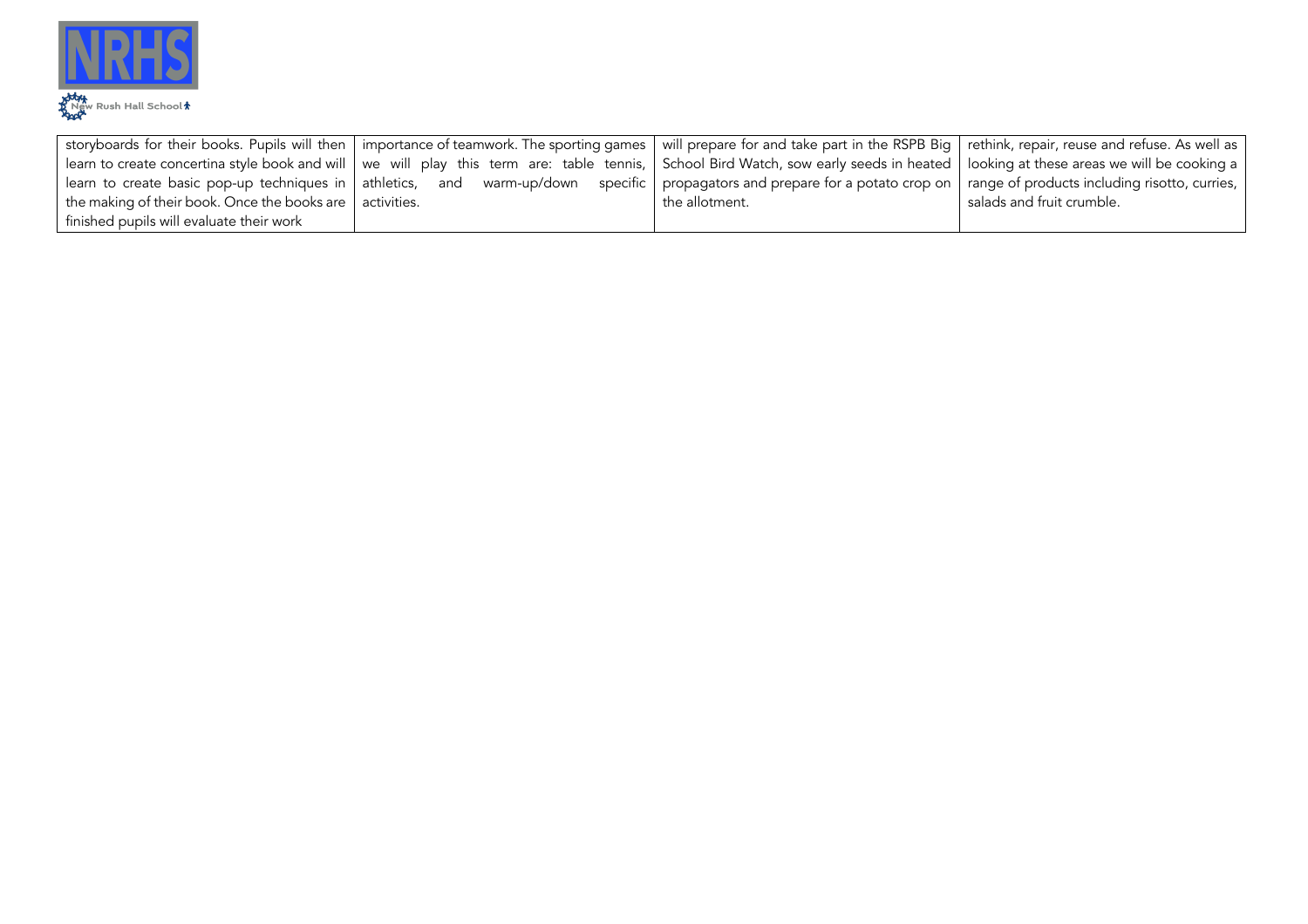| | | | |
|---|---|---|---|
| storyboards for their books. Pupils will then learn to create concertina style book and will learn to create basic pop-up techniques in the making of their book. Once the books are finished pupils will evaluate their work | importance of teamwork. The sporting games we will play this term are: table tennis, athletics, and warm-up/down specific activities. | will prepare for and take part in the RSPB Big School Bird Watch, sow early seeds in heated propagators and prepare for a potato crop on the allotment. | rethink, repair, reuse and refuse. As well as looking at these areas we will be cooking a range of products including risotto, curries, salads and fruit crumble. |